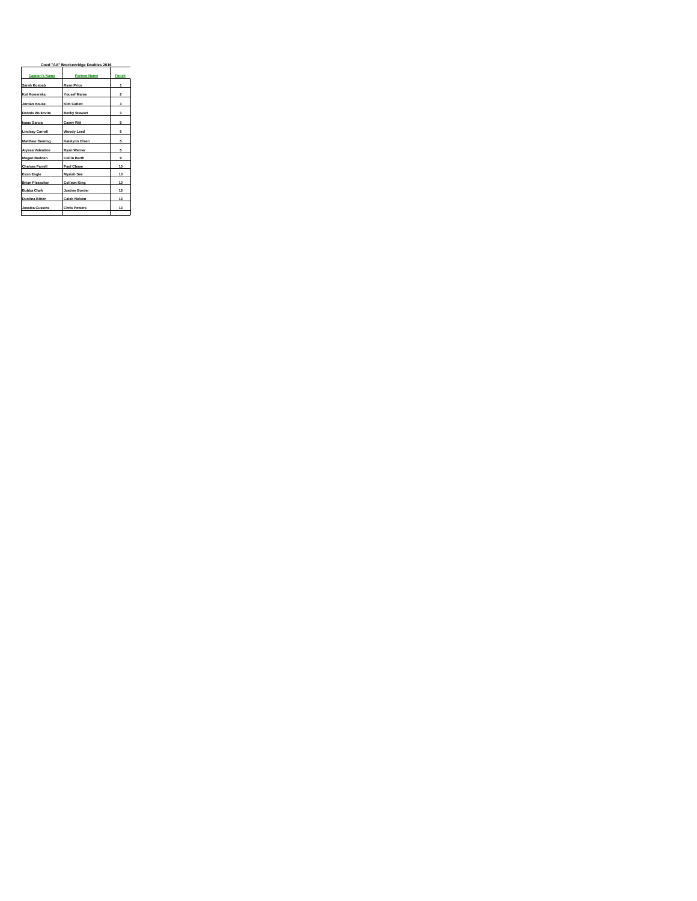**Coed "AA" Breckenridge Doubles 2016**

| Captain's Name | Partner Name | Finish |
|---|---|---|
| Sarah Kosbab | Ryan Price | 1 |
| Kat Kowerska | Yousef Maree | 2 |
| Jordan House | Kim Catlett | 3 |
| Dennis Wukovits | Becky Stewart | 3 |
| Isaac Garcia | Casey Ritt | 5 |
| Lindsay Carroll | Woody Leed | 5 |
| Matthew Deming | Katelynn Olsen | 5 |
| Alyssa Valentine | Ryan Werner | 5 |
| Megan Budden | Collin Barth | 9 |
| Chelsee Farrell | Paul Chase | 10 |
| Evan Engle | Myriah See | 10 |
| Brian Plesscher | Colleen King | 10 |
| Bubba Clark | Justine Border | 13 |
| Dustina Bitten | Caleb Nelson | 13 |
| Jessica Cussins | Chris Powers | 13 |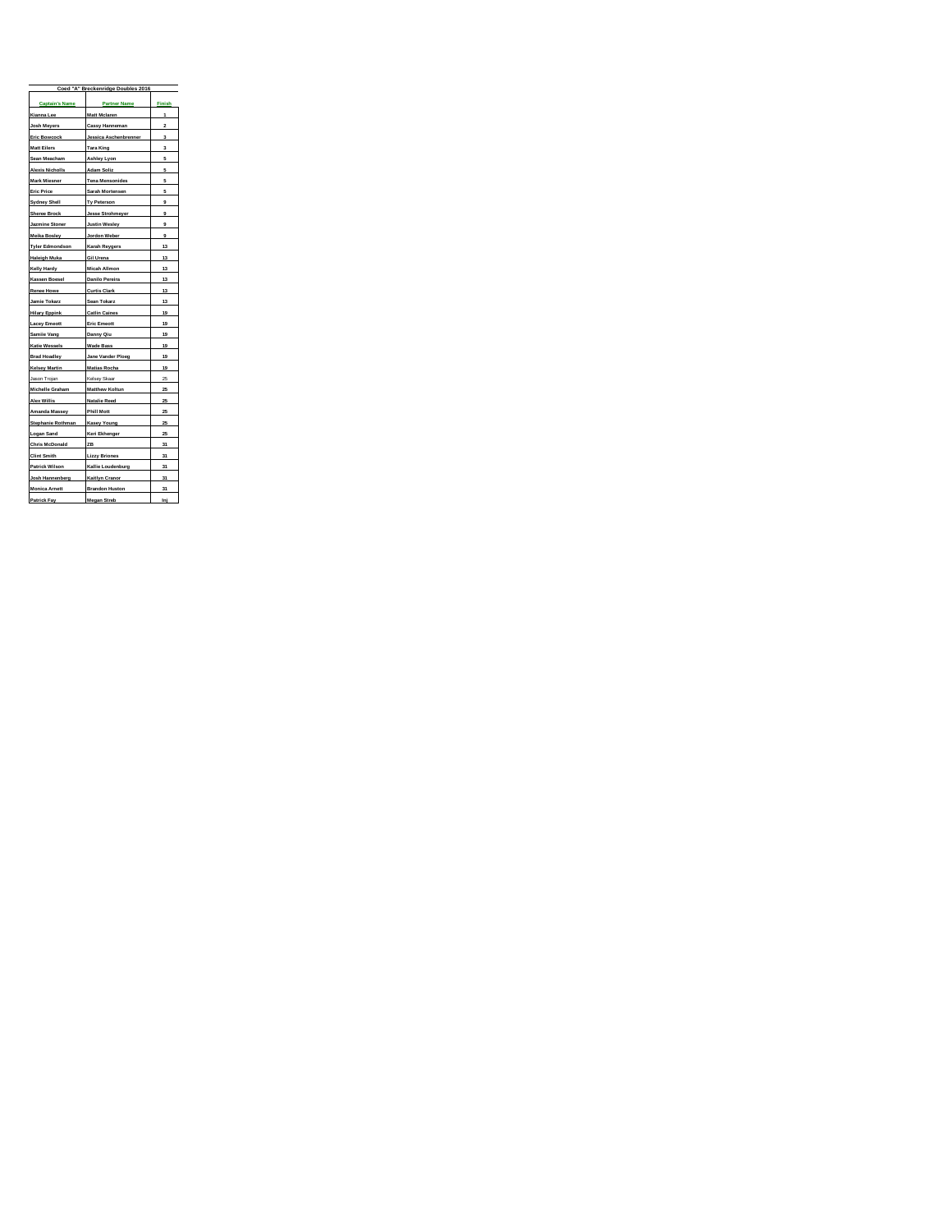| Coed "A" Breckenridge Doubles 2016 | | |
|---|---|---|
| **Captain's Name** | **Partner Name** | **Finish** |
| Kianna Lee | Matt Mclaren | 1 |
| Josh Meyers | Cassy Hanneman | 2 |
| Eric Bowcock | Jessica Aschenbrenner | 3 |
| Matt Eilers | Tara King | 3 |
| Sean Meacham | Ashley Lyon | 5 |
| Alexis Nicholls | Adam Soliz | 5 |
| Mark Miesner | Tena Mensonides | 5 |
| Eric Price | Sarah Mortensen | 5 |
| Sydney Shell | Ty Peterson | 9 |
| Sheree Brock | Jesse Strohmeyer | 9 |
| Jazmine Stoner | Justin Wesley | 9 |
| Meika Bosley | Jordon Weber | 9 |
| Tyler Edmondson | Karah Reygers | 13 |
| Haleigh Muka | Gil Urena | 13 |
| Kelly Hardy | Micah Allmon | 13 |
| Kassen Boesel | Danilo Pereira | 13 |
| Renee Howe | Curtis Clark | 13 |
| Jamie Tokarz | Sean Tokarz | 13 |
| Hilary Eppink | Catlin Caines | 19 |
| Lacey Emeott | Eric Emeott | 19 |
| Samiie Vang | Danny Qiu | 19 |
| Katie Wessels | Wade Baes | 19 |
| Brad Hoadley | Jane Vander Ploeg | 19 |
| Kelsey Martin | Matias Rocha | 19 |
| Jason Trojan | Kelsey Skaar | 25 |
| Michelle Graham | Matthew Koltun | 25 |
| Alex Willis | Natalie Reed | 25 |
| Amanda Massey | Phill Mott | 25 |
| Stephanie Rothman | Kasey Young | 25 |
| Logan Sand | Keri Ekhenger | 25 |
| Chris McDonald | ZB | 31 |
| Clint Smith | Lizzy Briones | 31 |
| Patrick Wilson | Kallie Loudenburg | 31 |
| Josh Hammenberg | Kaitlyn Cranor | 31 |
| Monica Arnett | Brandon Huston | 31 |
| Patrick Fay | Megan Streb | Inj |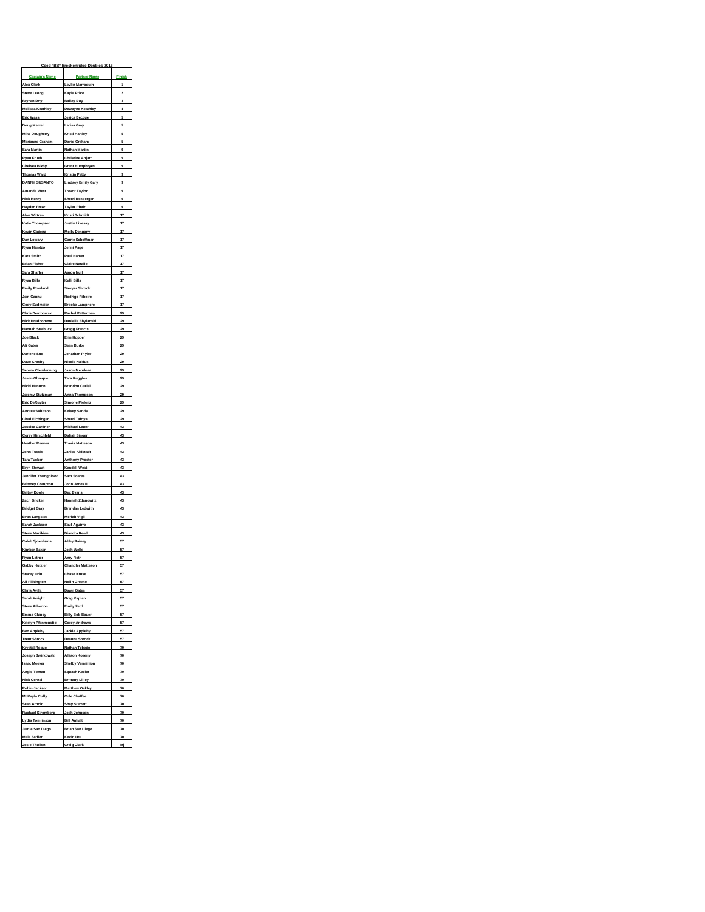## Coed "BB" Breckenridge Doubles 2016

| Captain's Name | Partner Name | Finish |
|---|---|---|
| Alex Clark | Leylin Marroquin | 1 |
| Steve Leong | Kayla Price | 2 |
| Brycen Roy | Bailey Roy | 3 |
| Melissa Keathley | Dewayne Keathley | 4 |
| Eric Wass | Jesica Beccue | 5 |
| Doug Merrell | Larisa Gray | 5 |
| Mike Dougherty | Kristi Hartley | 5 |
| Marianne Graham | David Graham | 5 |
| Sara Martin | Nathan Martin | 9 |
| Ryan Frueh | Christine Anjard | 9 |
| Chelsea Bixby | Grant Humphryes | 9 |
| Thomas Ward | Kristin Petty | 9 |
| DANNY SUSANTO | Lindsey Emily Gary | 9 |
| Amanda West | Trevor Taylor | 9 |
| Nick Henry | Sherri Boxberger | 9 |
| Hayden Frear | Taylor Phair | 9 |
| Alan Wittren | Kristi Schmidt | 17 |
| Katie Thompson | Justin Livesay | 17 |
| Kevin Cadena | Molly Dennany | 17 |
| Dan Lowary | Carrie Schoffman | 17 |
| Ryan Handzo | Jenni Page | 17 |
| Kara Smith | Paul Hamer | 17 |
| Brian Fisher | Claire Natalie | 17 |
| Sara Shaffer | Aaron Null | 17 |
| Ryan Bills | Kelli Bills | 17 |
| Emily Rowland | Sawyer Shrock | 17 |
| Jem Cannu | Rodrigo Ribeiro | 17 |
| Cody Sudmeier | Brooke Lamphere | 17 |
| Chris Dembowski | Rachel Patterman | 29 |
| Nick Prudhomme | Danielle Shylanski | 29 |
| Hannah Starbuck | Gregg Francis | 29 |
| Joe Black | Erin Hopper | 29 |
| Ali Gates | Sean Burke | 29 |
| Darlene Sue | Jonathan Plyler | 29 |
| Dave Crosby | Nicole Naidus | 29 |
| Serena Clendenning | Jason Mendoza | 29 |
| Jason Obreque | Tara Ruggles | 29 |
| Nicki Hannon | Brandon Curiel | 29 |
| Jeremy Stutzman | Anna Thompson | 29 |
| Eric DeRuyter | Simone Pielenz | 29 |
| Andrew Whitson | Kelsey Sands | 29 |
| Chad Eichinger | Sherri Tafoya | 29 |
| Jessica Gardner | Michael Leuer | 43 |
| Corey Hirschfeld | Daliah Singer | 43 |
| Heather Reeves | Travis Matteson | 43 |
| John Tuccio | Janice Aldstadt | 43 |
| Tara Tucker | Anthony Proctor | 43 |
| Bryn Stewart | Kendell West | 43 |
| Jennifer Youngblood | Sam Soares | 43 |
| Brittney Compton | John Jones II | 43 |
| Britny Dools | Dex Evans | 43 |
| Zach Bricker | Hannah Zdanowitz | 43 |
| Bridget Gray | Brendan Ledwith | 43 |
| Evan Langsted | Meriah Vigil | 43 |
| Sarah Jackson | Saul Aguirre | 43 |
| Steve Manikian | Diandra Reed | 43 |
| Caleb Sjoerdsma | Abby Rainey | 57 |
| Kimber Baker | Josh Wells | 57 |
| Ryan Letner | Amy Roth | 57 |
| Gabby Hutzler | Chandler Matteson | 57 |
| Stacey Orin | Chase Kruse | 57 |
| Ali Pilkington | Nolin Greene | 57 |
| Chris Avila | Dawn Gates | 57 |
| Sarah Wright | Greg Kaplan | 57 |
| Steve Atherton | Emily Zettl | 57 |
| Emma Glancy | Billy Bob Bauer | 57 |
| Kristyn Pfannenstiel | Corey Andrews | 57 |
| Ben Appleby | Jackie Appleby | 57 |
| Trent Shrock | Deanna Shrock | 57 |
| Krystal Rogue | Nathan Tebedo | 70 |
| Joseph Swirkowski | Allison Kozeny | 70 |
| Isaac Meeker | Shelby Vermillion | 70 |
| Angie Toman | Squash Kesler | 70 |
| Nick Cornell | Brittany Lilley | 70 |
| Robin Jackson | Matthew Oakley | 70 |
| McKayla Cully | Cole Chaffee | 70 |
| Sean Arnold | Shay Sterrett | 70 |
| Rachael Stromberg | Josh Johnson | 70 |
| Lydia Tomlinson | Bill Anhalt | 70 |
| Jamie San Diego | Brian San Diego | 70 |
| Maia Sadler | Kevin Utu | 70 |
| Josie Thullen | Craig Clark | Inj |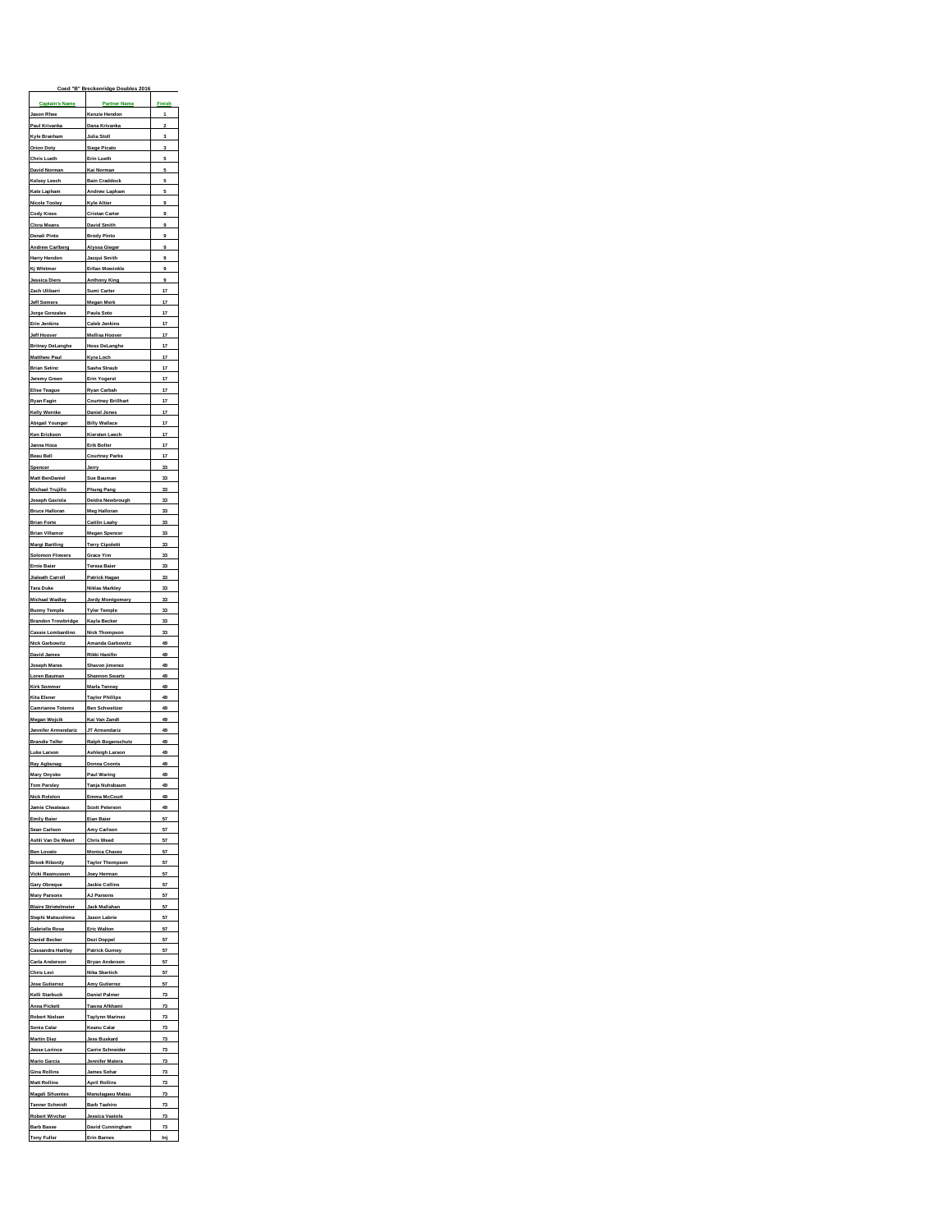# Coed "B" Breckenridge Doubles 2016

| Captain's Name | Partner Name | Finish |
|---|---|---|
| Jason Rhee | Kenzie Hendon | 1 |
| Paul Krivanka | Dana Krivanka | 2 |
| Kyle Branham | Julia Stoll | 3 |
| Orion Doty | Siege Picato | 3 |
| Chris Lueth | Erin Lueth | 5 |
| David Norman | Kai Norman | 5 |
| Kelsey Leech | Bain Craddock | 5 |
| Kate Lapham | Andrew Lapham | 5 |
| Nicole Tooley | Kyle Altier | 9 |
| Cody Kiess | Cristian Carter | 9 |
| Clora Means | David Smith | 9 |
| Denali Pinto | Brody Pinto | 9 |
| Andrew Carlberg | Alyssa Gieger | 9 |
| Harry Hendon | Jacqui Smith | 9 |
| Kj Whitmer | Erllan Mowinkle | 9 |
| Jessica Diers | Anthony King | 9 |
| Zach Ulibarri | Sumi Carter | 17 |
| Jeff Somers | Megan Merk | 17 |
| Jorge Gonzales | Paula Soto | 17 |
| Erin Jenkins | Caleb Jenkins | 17 |
| Jeff Hoover | Mellisa Hoover | 17 |
| Britney DeLanghe | Hoss DeLanghe | 17 |
| Matthew Paul | Kyra Loch | 17 |
| Brian Selinc | Sasha Straub | 17 |
| Jeremy Green | Erin Yogerst | 17 |
| Elise Teague | Ryan Carbah | 17 |
| Ryan Fagin | Courtney Brillhart | 17 |
| Kelly Wernke | Daniel Jones | 17 |
| Abigail Younger | Billy Wallace | 17 |
| Ken Erickson | Kiersten Leech | 17 |
| Janna Hoza | Erik Boller | 17 |
| Beau Bell | Courtney Parks | 17 |
| Spencer | Jerry | 33 |
| Matt BenDaniel | Sue Bauman | 33 |
| Michael Trujillo | Phung Pang | 33 |
| Joseph Gaviola | Deidra Newbrough | 33 |
| Bruce Halloran | Meg Halloran | 33 |
| Brian Forte | Caitlin Leahy | 33 |
| Brian Villamor | Megan Spencer | 33 |
| Margi Bartling | Terry Cipoletti | 33 |
| Solomon Flowers | Grace Yim | 33 |
| Ernie Baier | Teresa Baier | 33 |
| Jialeath Carroll | Patrick Hagan | 33 |
| Tara Duke | Niklas Markley | 33 |
| Michael Wadley | Jordy Montgomery | 33 |
| Bunny Temple | Tyler Temple | 33 |
| Brandon Trowbridge | Kayla Becker | 33 |
| Cassie Lombardino | Nick Thompson | 33 |
| Nick Garbowitz | Amanda Garbowitz | 49 |
| David James | Rikki Hanifin | 49 |
| Joseph Mares | Shavon jimenez | 49 |
| Loren Bauman | Shannon Swartz | 49 |
| Kirk Sommer | Marla Tenney | 49 |
| Kita Elsner | Taylor Phillips | 49 |
| Camrianne Totems | Ben Schweitzer | 49 |
| Megan Wojcik | Kai Van Zandt | 49 |
| Jennifer Armendariz | JT Armendariz | 49 |
| Brandie Telfer | Ralph Bogenschutz | 49 |
| Luke Larson | Ashleigh Larson | 49 |
| Ray Agbunag | Donna Coonts | 49 |
| Mary Onysko | Paul Waring | 49 |
| Tom Parsley | Tanja Nuhsbaum | 49 |
| Nick Rolston | Emma McCourt | 49 |
| Jamie Cheateaux | Scott Peterson | 49 |
| Emily Baier | Elan Baier | 57 |
| Sean Carlson | Amy Carlson | 57 |
| Ashli Van De Weert | Chris Weed | 57 |
| Ben Lovato | Monica Chavez | 57 |
| Brook Ribordy | Taylor Thompson | 57 |
| Vicki Rasmussen | Joey Herman | 57 |
| Gary Obreque | Jackie Collins | 57 |
| Mary Parsons | AJ Parsons | 57 |
| Blaire Striebelmeier | Jack Mallahan | 57 |
| Stephi Matsushima | Jason Labrie | 57 |
| Gabrielle Rose | Eric Walton | 57 |
| Daniel Becker | Dezi Doppel | 57 |
| Cassandra Hartley | Patrick Gurney | 57 |
| Carla Anderson | Bryan Anderson | 57 |
| Chris Levi | Nika Skertich | 57 |
| Jose Gutierrez | Amy Gutierrez | 57 |
| Kelli Starbuck | Daniel Palmer | 73 |
| Anna Pickett | Tawna Afkhami | 73 |
| Robert Nielsen | Taylynn Marinez | 73 |
| Sonia Calar | Keanu Calar | 73 |
| Martin Diaz | Jess Buskard | 73 |
| Jesse Lorince | Carrie Schneider | 73 |
| Mario Garcia | Jennifer Matera | 73 |
| Gina Rollins | James Sohar | 73 |
| Matt Rollins | April Rollins | 73 |
| Magali Sifuentes | Manulagaeu Matau | 73 |
| Tanner Schmidt | Barb Tashiro | 73 |
| Robert Wrochar | Jessica Vastola | 73 |
| Barb Basse | David Cunningham | 73 |
| Tony Fuller | Erin Barnes | Inj |